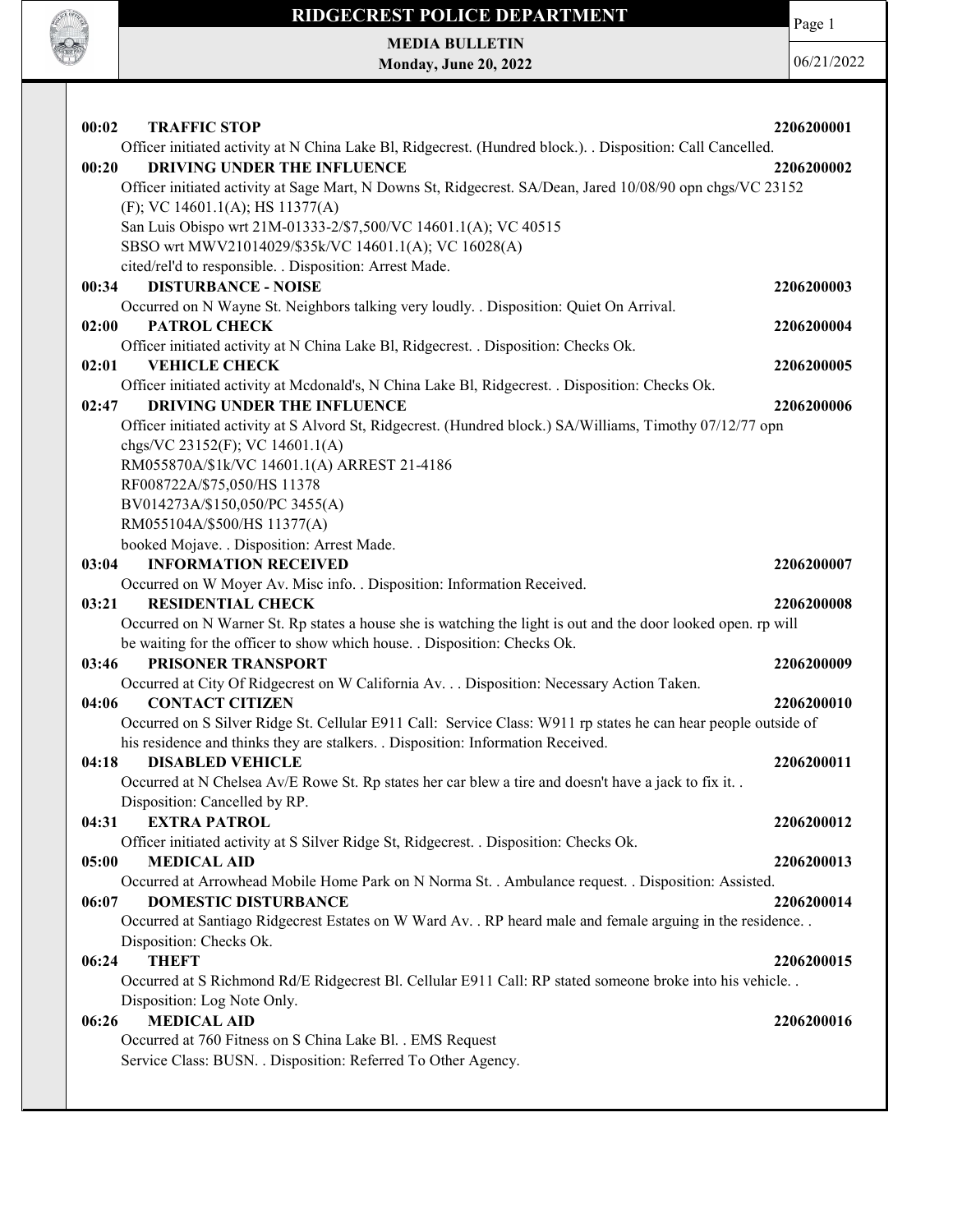# RIDGECREST POLICE DEPARTMENT

**MEDIA BULLETIN**
**Monday, June 20, 2022**

06/21/2022

**00:02 TRAFFIC STOP** **2206200001**
Officer initiated activity at N China Lake Bl, Ridgecrest. (Hundred block.). . Disposition: Call Cancelled.

**00:20 DRIVING UNDER THE INFLUENCE** **2206200002**
Officer initiated activity at Sage Mart, N Downs St, Ridgecrest. SA/Dean, Jared 10/08/90 opn chgs/VC 23152 (F); VC 14601.1(A); HS 11377(A)
San Luis Obispo wrt 21M-01333-2/$7,500/VC 14601.1(A); VC 40515
SBSO wrt MWV21014029/$35k/VC 14601.1(A); VC 16028(A)
cited/rel'd to responsible. . Disposition: Arrest Made.

**00:34 DISTURBANCE - NOISE** **2206200003**
Occurred on N Wayne St. Neighbors talking very loudly. . Disposition: Quiet On Arrival.

**02:00 PATROL CHECK** **2206200004**
Officer initiated activity at N China Lake Bl, Ridgecrest. . Disposition: Checks Ok.

**02:01 VEHICLE CHECK** **2206200005**
Officer initiated activity at Mcdonald's, N China Lake Bl, Ridgecrest. . Disposition: Checks Ok.

**02:47 DRIVING UNDER THE INFLUENCE** **2206200006**
Officer initiated activity at S Alvord St, Ridgecrest. (Hundred block.) SA/Williams, Timothy 07/12/77 opn chgs/VC 23152(F); VC 14601.1(A)
RM055870A/$1k/VC 14601.1(A) ARREST 21-4186
RF008722A/$75,050/HS 11378
BV014273A/$150,050/PC 3455(A)
RM055104A/$500/HS 11377(A)
booked Mojave. . Disposition: Arrest Made.

**03:04 INFORMATION RECEIVED** **2206200007**
Occurred on W Moyer Av. Misc info. . Disposition: Information Received.

**03:21 RESIDENTIAL CHECK** **2206200008**
Occurred on N Warner St. Rp states a house she is watching the light is out and the door looked open. rp will be waiting for the officer to show which house. . Disposition: Checks Ok.

**03:46 PRISONER TRANSPORT** **2206200009**
Occurred at City Of Ridgecrest on W California Av. . . Disposition: Necessary Action Taken.

**04:06 CONTACT CITIZEN** **2206200010**
Occurred on S Silver Ridge St. Cellular E911 Call: Service Class: W911 rp states he can hear people outside of his residence and thinks they are stalkers. . Disposition: Information Received.

**04:18 DISABLED VEHICLE** **2206200011**
Occurred at N Chelsea Av/E Rowe St. Rp states her car blew a tire and doesn't have a jack to fix it. . Disposition: Cancelled by RP.

**04:31 EXTRA PATROL** **2206200012**
Officer initiated activity at S Silver Ridge St, Ridgecrest. . Disposition: Checks Ok.

**05:00 MEDICAL AID** **2206200013**
Occurred at Arrowhead Mobile Home Park on N Norma St. . Ambulance request. . Disposition: Assisted.

**06:07 DOMESTIC DISTURBANCE** **2206200014**
Occurred at Santiago Ridgecrest Estates on W Ward Av. . RP heard male and female arguing in the residence. . Disposition: Checks Ok.

**06:24 THEFT** **2206200015**
Occurred at S Richmond Rd/E Ridgecrest Bl. Cellular E911 Call: RP stated someone broke into his vehicle. . Disposition: Log Note Only.

**06:26 MEDICAL AID** **2206200016**
Occurred at 760 Fitness on S China Lake Bl. . EMS Request
Service Class: BUSN. . Disposition: Referred To Other Agency.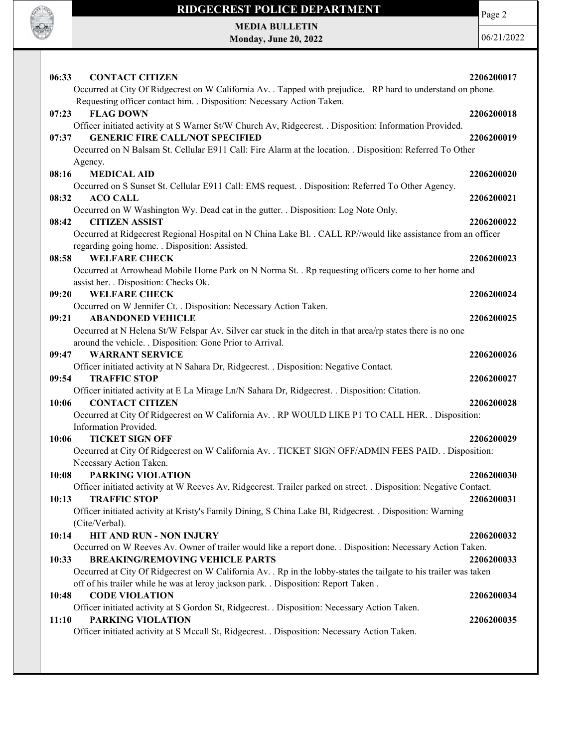**06:33 CONTACT CITIZEN** **2206200017**

Occurred at City Of Ridgecrest on W California Av. . Tapped with prejudice. RP hard to understand on phone. Requesting officer contact him. . Disposition: Necessary Action Taken.

**07:23 FLAG DOWN** **2206200018**

Officer initiated activity at S Warner St/W Church Av, Ridgecrest. . Disposition: Information Provided.

**07:37 GENERIC FIRE CALL/NOT SPECIFIED** **2206200019**

Occurred on N Balsam St. Cellular E911 Call: Fire Alarm at the location. . Disposition: Referred To Other Agency.

**08:16 MEDICAL AID** **2206200020**

Occurred on S Sunset St. Cellular E911 Call: EMS request. . Disposition: Referred To Other Agency.

**08:32 ACO CALL** **2206200021**

Occurred on W Washington Wy. Dead cat in the gutter. . Disposition: Log Note Only.

**08:42 CITIZEN ASSIST** **2206200022**

Occurred at Ridgecrest Regional Hospital on N China Lake Bl. . CALL RP//would like assistance from an officer regarding going home. . Disposition: Assisted.

**08:58 WELFARE CHECK** **2206200023**

Occurred at Arrowhead Mobile Home Park on N Norma St. . Rp requesting officers come to her home and assist her. . Disposition: Checks Ok.

**09:20 WELFARE CHECK** **2206200024**

Occurred on W Jennifer Ct. . Disposition: Necessary Action Taken.

**09:21 ABANDONED VEHICLE** **2206200025**

Occurred at N Helena St/W Felspar Av. Silver car stuck in the ditch in that area/rp states there is no one around the vehicle. . Disposition: Gone Prior to Arrival.

**09:47 WARRANT SERVICE** **2206200026**

Officer initiated activity at N Sahara Dr, Ridgecrest. . Disposition: Negative Contact.

**09:54 TRAFFIC STOP** **2206200027**

Officer initiated activity at E La Mirage Ln/N Sahara Dr, Ridgecrest. . Disposition: Citation.

**10:06 CONTACT CITIZEN** **2206200028**

Occurred at City Of Ridgecrest on W California Av. . RP WOULD LIKE P1 TO CALL HER. . Disposition: Information Provided.

**10:06 TICKET SIGN OFF** **2206200029**

Occurred at City Of Ridgecrest on W California Av. . TICKET SIGN OFF/ADMIN FEES PAID. . Disposition: Necessary Action Taken.

**10:08 PARKING VIOLATION** **2206200030**

Officer initiated activity at W Reeves Av, Ridgecrest. Trailer parked on street. . Disposition: Negative Contact.

**10:13 TRAFFIC STOP** **2206200031**

Officer initiated activity at Kristy's Family Dining, S China Lake Bl, Ridgecrest. . Disposition: Warning (Cite/Verbal).

**10:14 HIT AND RUN - NON INJURY** **2206200032**

Occurred on W Reeves Av. Owner of trailer would like a report done. . Disposition: Necessary Action Taken.

**10:33 BREAKING/REMOVING VEHICLE PARTS** **2206200033**

Occurred at City Of Ridgecrest on W California Av. . Rp in the lobby-states the tailgate to his trailer was taken off of his trailer while he was at leroy jackson park. . Disposition: Report Taken .

**10:48 CODE VIOLATION** **2206200034**

Officer initiated activity at S Gordon St, Ridgecrest. . Disposition: Necessary Action Taken.

**11:10 PARKING VIOLATION** **2206200035**

Officer initiated activity at S Mccall St, Ridgecrest. . Disposition: Necessary Action Taken.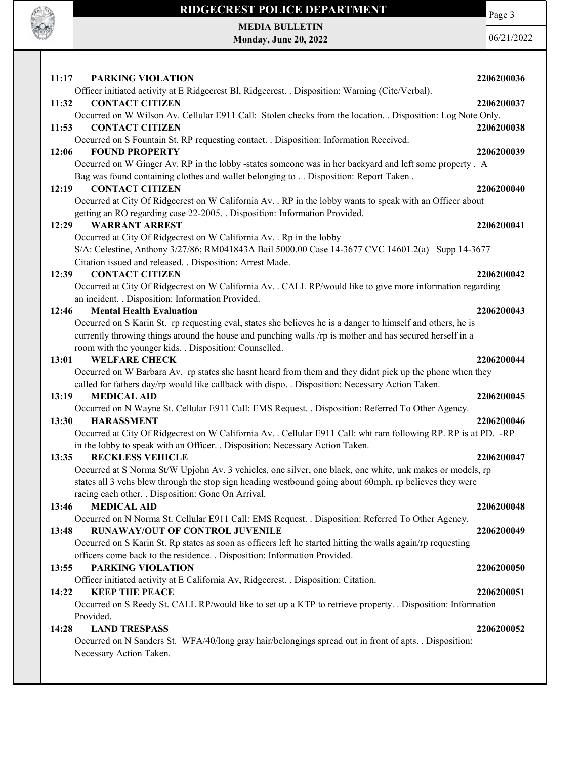**11:17 PARKING VIOLATION** **2206200036**

Officer initiated activity at E Ridgecrest Bl, Ridgecrest. . Disposition: Warning (Cite/Verbal).

**11:32 CONTACT CITIZEN** **2206200037**

Occurred on W Wilson Av. Cellular E911 Call: Stolen checks from the location. . Disposition: Log Note Only.

**11:53 CONTACT CITIZEN** **2206200038**

Occurred on S Fountain St. RP requesting contact. . Disposition: Information Received.

**12:06 FOUND PROPERTY** **2206200039**

Occurred on W Ginger Av. RP in the lobby -states someone was in her backyard and left some property . A Bag was found containing clothes and wallet belonging to . . Disposition: Report Taken .

**12:19 CONTACT CITIZEN** **2206200040**

Occurred at City Of Ridgecrest on W California Av. . RP in the lobby wants to speak with an Officer about getting an RO regarding case 22-2005. . Disposition: Information Provided.

**12:29 WARRANT ARREST** **2206200041**

Occurred at City Of Ridgecrest on W California Av. . Rp in the lobby
S/A: Celestine, Anthony 3/27/86; RM041843A Bail 5000.00 Case 14-3677 CVC 14601.2(a) Supp 14-3677
Citation issued and released. . Disposition: Arrest Made.

**12:39 CONTACT CITIZEN** **2206200042**

Occurred at City Of Ridgecrest on W California Av. . CALL RP/would like to give more information regarding an incident. . Disposition: Information Provided.

**12:46 Mental Health Evaluation** **2206200043**

Occurred on S Karin St. rp requesting eval, states she believes he is a danger to himself and others, he is currently throwing things around the house and punching walls /rp is mother and has secured herself in a room with the younger kids. . Disposition: Counselled.

**13:01 WELFARE CHECK** **2206200044**

Occurred on W Barbara Av. rp states she hasnt heard from them and they didnt pick up the phone when they called for fathers day/rp would like callback with dispo. . Disposition: Necessary Action Taken.

**13:19 MEDICAL AID** **2206200045**

Occurred on N Wayne St. Cellular E911 Call: EMS Request. . Disposition: Referred To Other Agency.

**13:30 HARASSMENT** **2206200046**

Occurred at City Of Ridgecrest on W California Av. . Cellular E911 Call: wht ram following RP. RP is at PD. -RP in the lobby to speak with an Officer. . Disposition: Necessary Action Taken.

**13:35 RECKLESS VEHICLE** **2206200047**

Occurred at S Norma St/W Upjohn Av. 3 vehicles, one silver, one black, one white, unk makes or models, rp states all 3 vehs blew through the stop sign heading westbound going about 60mph, rp believes they were racing each other. . Disposition: Gone On Arrival.

**13:46 MEDICAL AID** **2206200048**

Occurred on N Norma St. Cellular E911 Call: EMS Request. . Disposition: Referred To Other Agency.

**13:48 RUNAWAY/OUT OF CONTROL JUVENILE** **2206200049**

Occurred on S Karin St. Rp states as soon as officers left he started hitting the walls again/rp requesting officers come back to the residence. . Disposition: Information Provided.

**13:55 PARKING VIOLATION** **2206200050**

Officer initiated activity at E California Av, Ridgecrest. . Disposition: Citation.

**14:22 KEEP THE PEACE** **2206200051**

Occurred on S Reedy St. CALL RP/would like to set up a KTP to retrieve property. . Disposition: Information Provided.

**14:28 LAND TRESPASS** **2206200052**

Occurred on N Sanders St. WFA/40/long gray hair/belongings spread out in front of apts. . Disposition: Necessary Action Taken.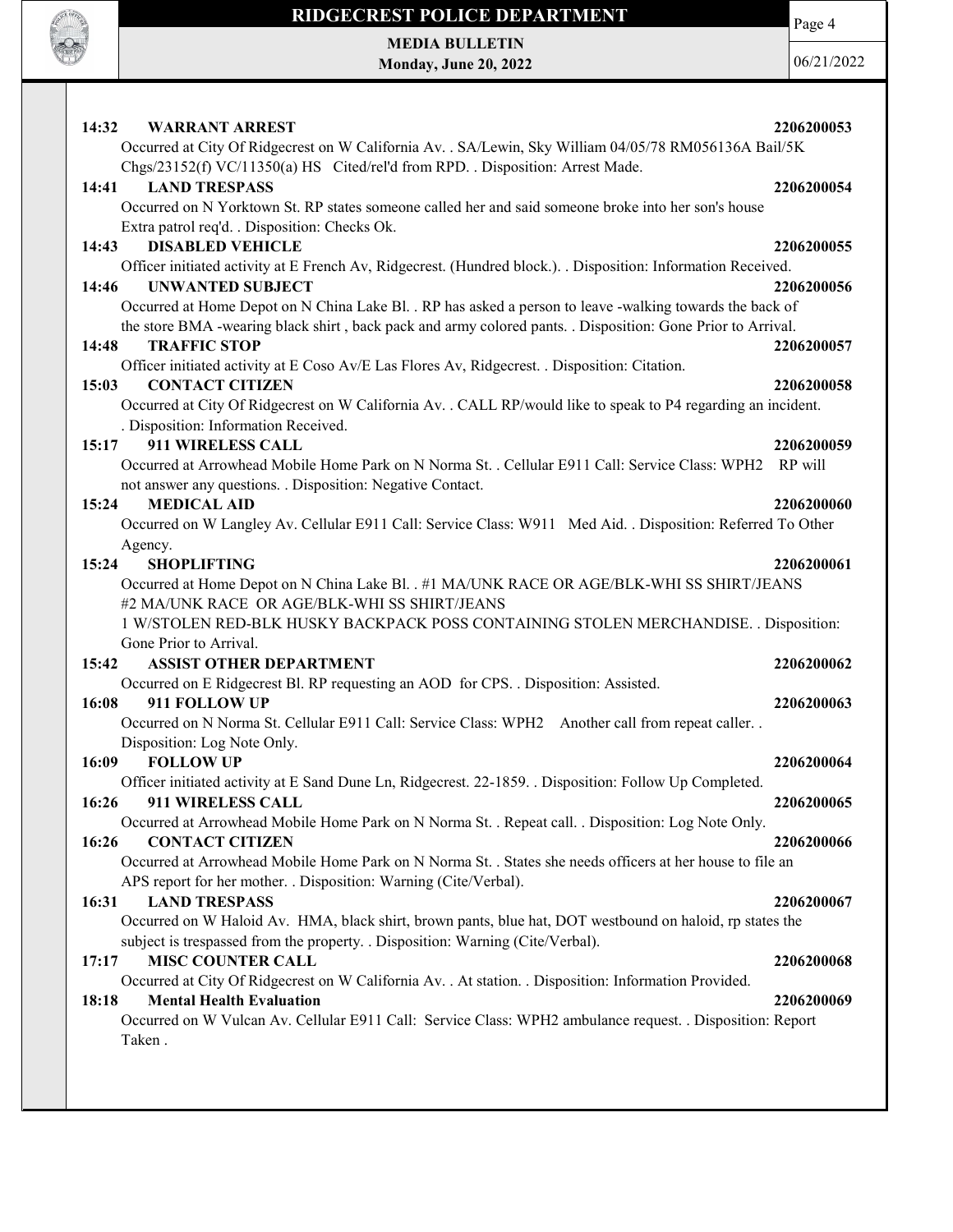**14:32 WARRANT ARREST** **2206200053**

Occurred at City Of Ridgecrest on W California Av. . SA/Lewin, Sky William 04/05/78 RM056136A Bail/5K Chgs/23152(f) VC/11350(a) HS Cited/rel'd from RPD. . Disposition: Arrest Made.

**14:41 LAND TRESPASS** **2206200054**

Occurred on N Yorktown St. RP states someone called her and said someone broke into her son's house Extra patrol req'd. . Disposition: Checks Ok.

**14:43 DISABLED VEHICLE** **2206200055**

Officer initiated activity at E French Av, Ridgecrest. (Hundred block.). . Disposition: Information Received.

**14:46 UNWANTED SUBJECT** **2206200056**

Occurred at Home Depot on N China Lake Bl. . RP has asked a person to leave -walking towards the back of the store BMA -wearing black shirt , back pack and army colored pants. . Disposition: Gone Prior to Arrival.

**14:48 TRAFFIC STOP** **2206200057**

Officer initiated activity at E Coso Av/E Las Flores Av, Ridgecrest. . Disposition: Citation.

**15:03 CONTACT CITIZEN** **2206200058**

Occurred at City Of Ridgecrest on W California Av. . CALL RP/would like to speak to P4 regarding an incident. . Disposition: Information Received.

**15:17 911 WIRELESS CALL** **2206200059**

Occurred at Arrowhead Mobile Home Park on N Norma St. . Cellular E911 Call: Service Class: WPH2 RP will not answer any questions. . Disposition: Negative Contact.

**15:24 MEDICAL AID** **2206200060**

Occurred on W Langley Av. Cellular E911 Call: Service Class: W911 Med Aid. . Disposition: Referred To Other Agency.

**15:24 SHOPLIFTING** **2206200061**

Occurred at Home Depot on N China Lake Bl. . #1 MA/UNK RACE OR AGE/BLK-WHI SS SHIRT/JEANS #2 MA/UNK RACE OR AGE/BLK-WHI SS SHIRT/JEANS 1 W/STOLEN RED-BLK HUSKY BACKPACK POSS CONTAINING STOLEN MERCHANDISE. . Disposition: Gone Prior to Arrival.

**15:42 ASSIST OTHER DEPARTMENT** **2206200062**

Occurred on E Ridgecrest Bl. RP requesting an AOD for CPS. . Disposition: Assisted.

**16:08 911 FOLLOW UP** **2206200063**

Occurred on N Norma St. Cellular E911 Call: Service Class: WPH2 Another call from repeat caller. . Disposition: Log Note Only.

**16:09 FOLLOW UP** **2206200064**

Officer initiated activity at E Sand Dune Ln, Ridgecrest. 22-1859. . Disposition: Follow Up Completed.

**16:26 911 WIRELESS CALL** **2206200065**

Occurred at Arrowhead Mobile Home Park on N Norma St. . Repeat call. . Disposition: Log Note Only.

**16:26 CONTACT CITIZEN** **2206200066**

Occurred at Arrowhead Mobile Home Park on N Norma St. . States she needs officers at her house to file an APS report for her mother. . Disposition: Warning (Cite/Verbal).

**16:31 LAND TRESPASS** **2206200067**

Occurred on W Haloid Av. HMA, black shirt, brown pants, blue hat, DOT westbound on haloid, rp states the subject is trespassed from the property. . Disposition: Warning (Cite/Verbal).

**17:17 MISC COUNTER CALL** **2206200068**

Occurred at City Of Ridgecrest on W California Av. . At station. . Disposition: Information Provided.

**18:18 Mental Health Evaluation** **2206200069**

Occurred on W Vulcan Av. Cellular E911 Call: Service Class: WPH2 ambulance request. . Disposition: Report Taken .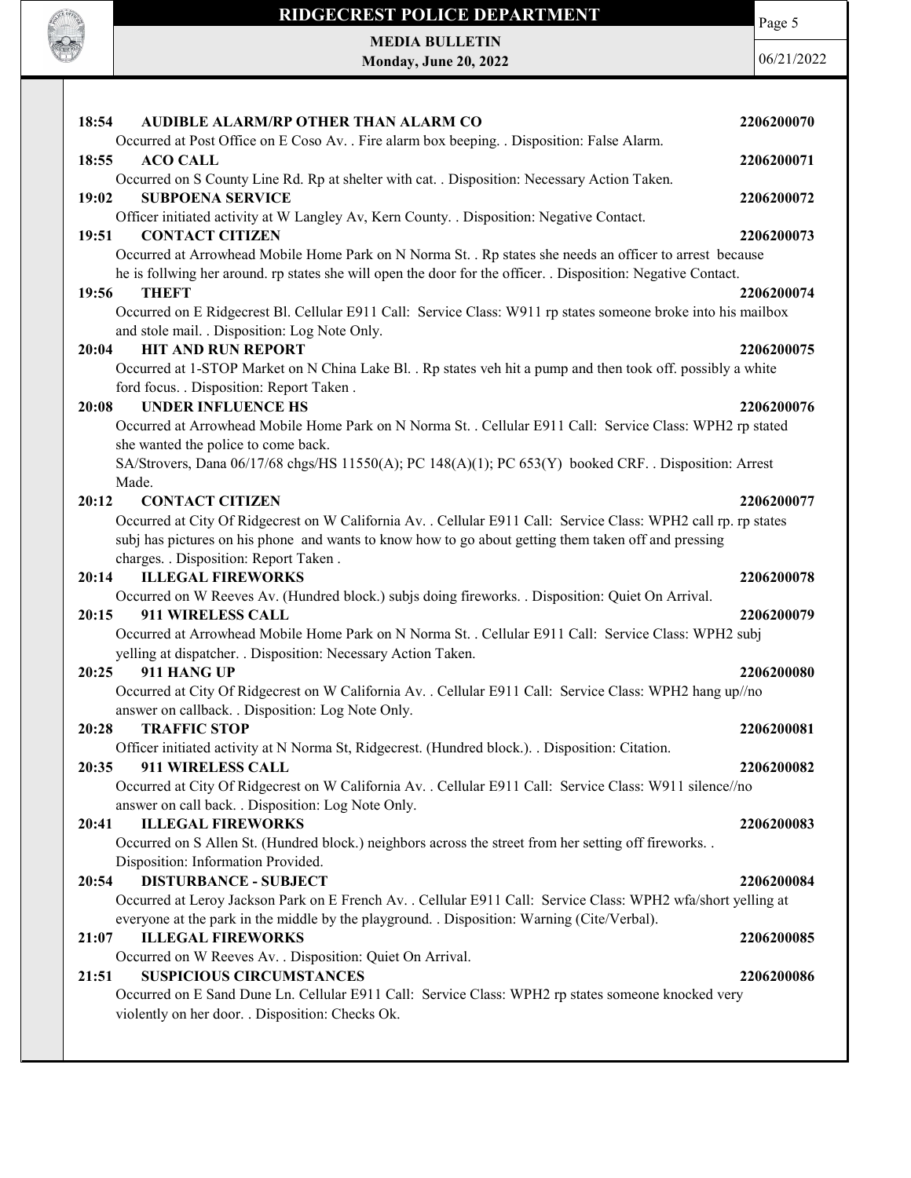**18:54 AUDIBLE ALARM/RP OTHER THAN ALARM CO** **2206200070**

Occurred at Post Office on E Coso Av. . Fire alarm box beeping. . Disposition: False Alarm.

**18:55 ACO CALL** **2206200071**

Occurred on S County Line Rd. Rp at shelter with cat. . Disposition: Necessary Action Taken.

**19:02 SUBPOENA SERVICE** **2206200072**

Officer initiated activity at W Langley Av, Kern County. . Disposition: Negative Contact.

**19:51 CONTACT CITIZEN** **2206200073**

Occurred at Arrowhead Mobile Home Park on N Norma St. . Rp states she needs an officer to arrest because he is follwing her around. rp states she will open the door for the officer. . Disposition: Negative Contact.

**19:56 THEFT** **2206200074**

Occurred on E Ridgecrest Bl. Cellular E911 Call: Service Class: W911 rp states someone broke into his mailbox and stole mail. . Disposition: Log Note Only.

**20:04 HIT AND RUN REPORT** **2206200075**

Occurred at 1-STOP Market on N China Lake Bl. . Rp states veh hit a pump and then took off. possibly a white ford focus. . Disposition: Report Taken .

**20:08 UNDER INFLUENCE HS** **2206200076**

Occurred at Arrowhead Mobile Home Park on N Norma St. . Cellular E911 Call: Service Class: WPH2 rp stated she wanted the police to come back.
SA/Strovers, Dana 06/17/68 chgs/HS 11550(A); PC 148(A)(1); PC 653(Y) booked CRF. . Disposition: Arrest Made.

**20:12 CONTACT CITIZEN** **2206200077**

Occurred at City Of Ridgecrest on W California Av. . Cellular E911 Call: Service Class: WPH2 call rp. rp states subj has pictures on his phone and wants to know how to go about getting them taken off and pressing charges. . Disposition: Report Taken .

**20:14 ILLEGAL FIREWORKS** **2206200078**

Occurred on W Reeves Av. (Hundred block.) subjs doing fireworks. . Disposition: Quiet On Arrival.

**20:15 911 WIRELESS CALL** **2206200079**

Occurred at Arrowhead Mobile Home Park on N Norma St. . Cellular E911 Call: Service Class: WPH2 subj yelling at dispatcher. . Disposition: Necessary Action Taken.

**20:25 911 HANG UP** **2206200080**

Occurred at City Of Ridgecrest on W California Av. . Cellular E911 Call: Service Class: WPH2 hang up//no answer on callback. . Disposition: Log Note Only.

**20:28 TRAFFIC STOP** **2206200081**

Officer initiated activity at N Norma St, Ridgecrest. (Hundred block.). . Disposition: Citation.

**20:35 911 WIRELESS CALL** **2206200082**

Occurred at City Of Ridgecrest on W California Av. . Cellular E911 Call: Service Class: W911 silence//no answer on call back. . Disposition: Log Note Only.

**20:41 ILLEGAL FIREWORKS** **2206200083**

Occurred on S Allen St. (Hundred block.) neighbors across the street from her setting off fireworks. . Disposition: Information Provided.

**20:54 DISTURBANCE - SUBJECT** **2206200084**

Occurred at Leroy Jackson Park on E French Av. . Cellular E911 Call: Service Class: WPH2 wfa/short yelling at everyone at the park in the middle by the playground. . Disposition: Warning (Cite/Verbal).

**21:07 ILLEGAL FIREWORKS** **2206200085**

Occurred on W Reeves Av. . Disposition: Quiet On Arrival.

**21:51 SUSPICIOUS CIRCUMSTANCES** **2206200086**

Occurred on E Sand Dune Ln. Cellular E911 Call: Service Class: WPH2 rp states someone knocked very violently on her door. . Disposition: Checks Ok.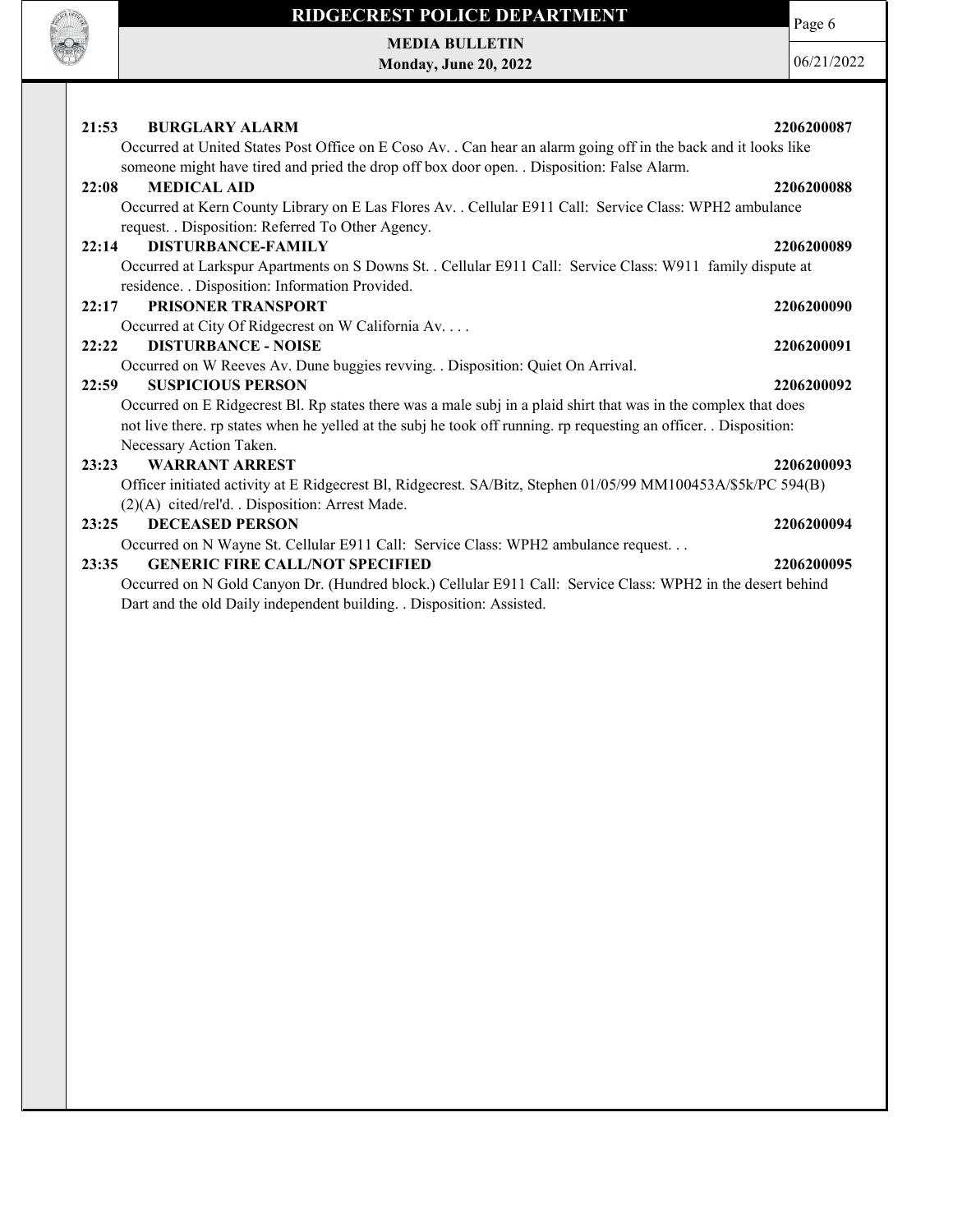**21:53 BURGLARY ALARM 2206200087**

Occurred at United States Post Office on E Coso Av. . Can hear an alarm going off in the back and it looks like someone might have tired and pried the drop off box door open. . Disposition: False Alarm.

**22:08 MEDICAL AID 2206200088**

Occurred at Kern County Library on E Las Flores Av. . Cellular E911 Call: Service Class: WPH2 ambulance request. . Disposition: Referred To Other Agency.

**22:14 DISTURBANCE-FAMILY 2206200089**

Occurred at Larkspur Apartments on S Downs St. . Cellular E911 Call: Service Class: W911 family dispute at residence. . Disposition: Information Provided.

**22:17 PRISONER TRANSPORT 2206200090**

Occurred at City Of Ridgecrest on W California Av. . . .

**22:22 DISTURBANCE - NOISE 2206200091**

Occurred on W Reeves Av. Dune buggies revving. . Disposition: Quiet On Arrival.

**22:59 SUSPICIOUS PERSON 2206200092**

Occurred on E Ridgecrest Bl. Rp states there was a male subj in a plaid shirt that was in the complex that does not live there. rp states when he yelled at the subj he took off running. rp requesting an officer. . Disposition: Necessary Action Taken.

**23:23 WARRANT ARREST 2206200093**

Officer initiated activity at E Ridgecrest Bl, Ridgecrest. SA/Bitz, Stephen 01/05/99 MM100453A/$5k/PC 594(B)(2)(A) cited/rel'd. . Disposition: Arrest Made.

**23:25 DECEASED PERSON 2206200094**

Occurred on N Wayne St. Cellular E911 Call: Service Class: WPH2 ambulance request. . .

**23:35 GENERIC FIRE CALL/NOT SPECIFIED 2206200095**

Occurred on N Gold Canyon Dr. (Hundred block.) Cellular E911 Call: Service Class: WPH2 in the desert behind Dart and the old Daily independent building. . Disposition: Assisted.